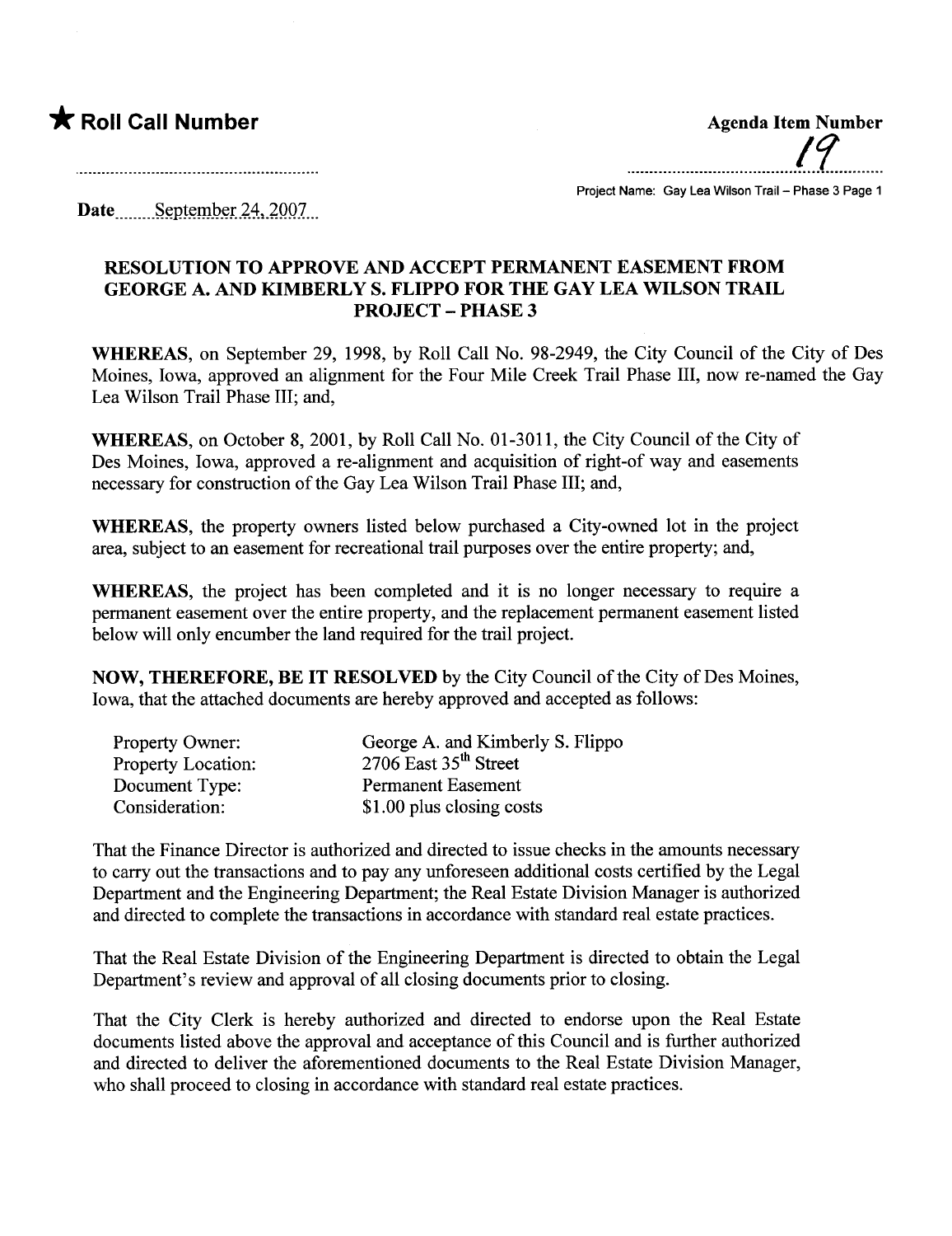★ **Roll Call Number**

**Agenda Item Number**

19

Project Name: Gay Lea Wilson Trail – Phase 3 Page 1

Date September 24, 2007

## RESOLUTION TO APPROVE AND ACCEPT PERMANENT EASEMENT FROM GEORGE A. AND KIMBERLY S. FLIPPO FOR THE GAY LEA WILSON TRAIL PROJECT – PHASE 3

**WHEREAS**, on September 29, 1998, by Roll Call No. 98-2949, the City Council of the City of Des Moines, Iowa, approved an alignment for the Four Mile Creek Trail Phase III, now re-named the Gay Lea Wilson Trail Phase III; and,

**WHEREAS**, on October 8, 2001, by Roll Call No. 01-3011, the City Council of the City of Des Moines, Iowa, approved a re-alignment and acquisition of right-of way and easements necessary for construction of the Gay Lea Wilson Trail Phase III; and,

**WHEREAS**, the property owners listed below purchased a City-owned lot in the project area, subject to an easement for recreational trail purposes over the entire property; and,

**WHEREAS**, the project has been completed and it is no longer necessary to require a permanent easement over the entire property, and the replacement permanent easement listed below will only encumber the land required for the trail project.

**NOW, THEREFORE, BE IT RESOLVED** by the City Council of the City of Des Moines, Iowa, that the attached documents are hereby approved and accepted as follows:

| | |
|---|---|
| Property Owner: | George A. and Kimberly S. Flippo |
| Property Location: | 2706 East 35th Street |
| Document Type: | Permanent Easement |
| Consideration: | $1.00 plus closing costs |

That the Finance Director is authorized and directed to issue checks in the amounts necessary to carry out the transactions and to pay any unforeseen additional costs certified by the Legal Department and the Engineering Department; the Real Estate Division Manager is authorized and directed to complete the transactions in accordance with standard real estate practices.

That the Real Estate Division of the Engineering Department is directed to obtain the Legal Department's review and approval of all closing documents prior to closing.

That the City Clerk is hereby authorized and directed to endorse upon the Real Estate documents listed above the approval and acceptance of this Council and is further authorized and directed to deliver the aforementioned documents to the Real Estate Division Manager, who shall proceed to closing in accordance with standard real estate practices.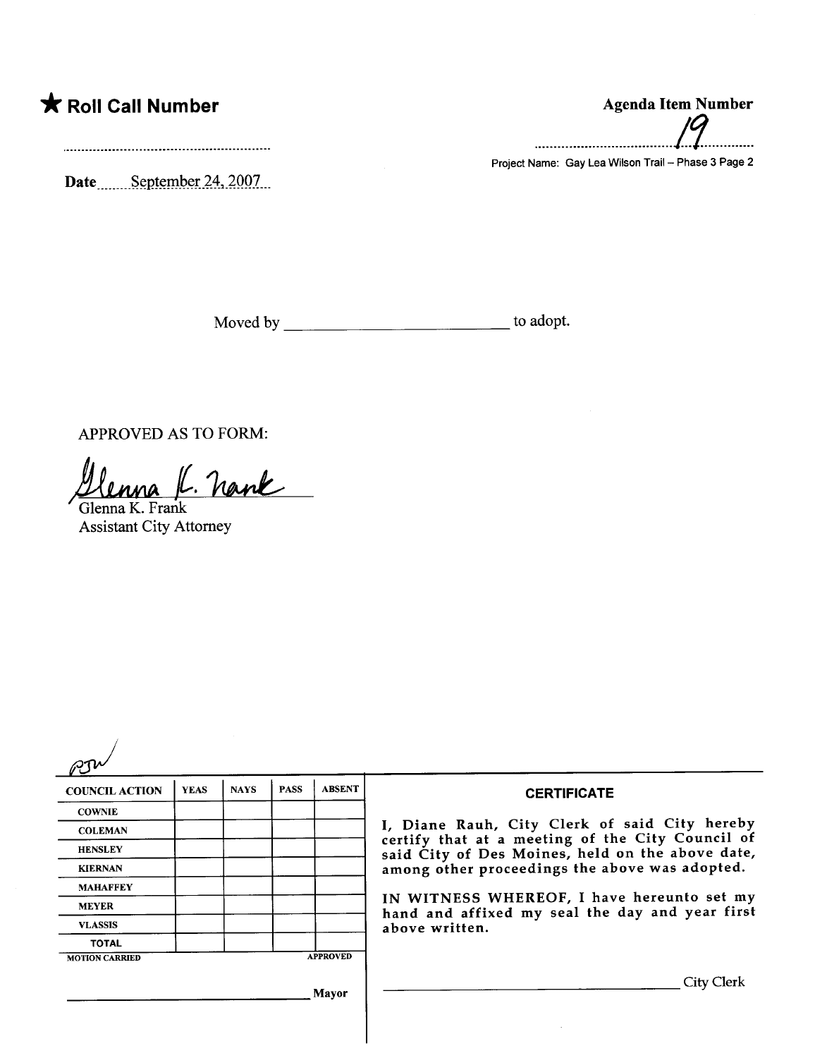★ **Roll Call Number**

..........................................................

Date September 24, 2007

**Agenda Item Number**

19

Project Name: Gay Lea Wilson Trail – Phase 3 Page 2

Moved by ___________________________ to adopt.

APPROVED AS TO FORM:

Glenna K. Frank

Glenna K. Frank
Assistant City Attorney

| COUNCIL ACTION | YEAS | NAYS | PASS | ABSENT |
|---|---|---|---|---|
| COWNIE | | | | |
| COLEMAN | | | | |
| HENSLEY | | | | |
| KIERNAN | | | | |
| MAHAFFEY | | | | |
| MEYER | | | | |
| VLASSIS | | | | |
| TOTAL | | | | |

MOTION CARRIED APPROVED

_______________________________ Mayor

**CERTIFICATE**

I, Diane Rauh, City Clerk of said City hereby certify that at a meeting of the City Council of said City of Des Moines, held on the above date, among other proceedings the above was adopted.

IN WITNESS WHEREOF, I have hereunto set my hand and affixed my seal the day and year first above written.

_______________________________ City Clerk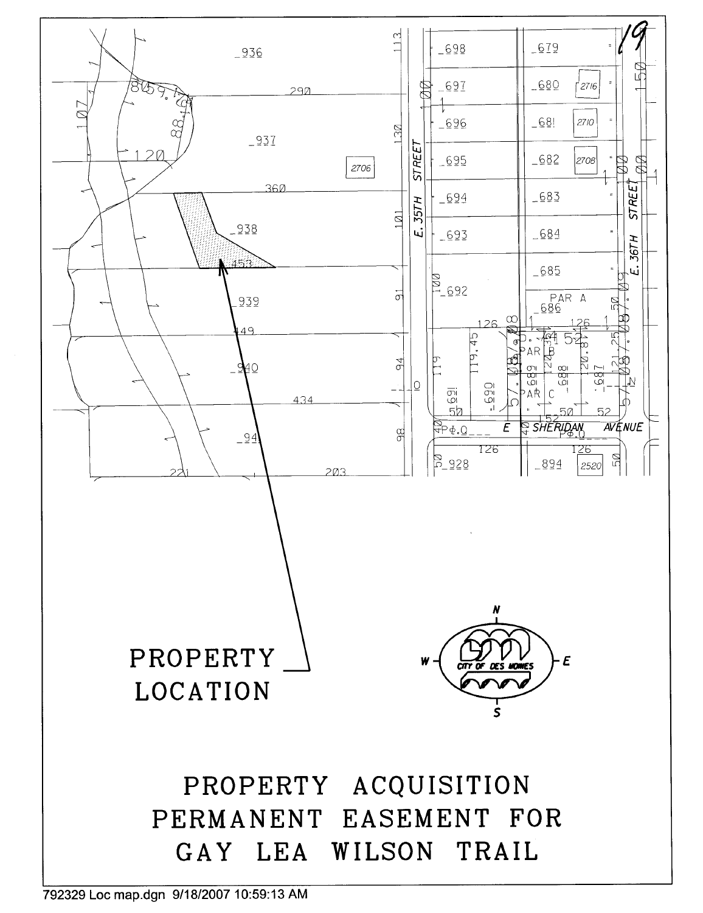19

E. 35TH STREET

E. 36TH STREET

E SHERIDAN AVENUE

PROPERTY LOCATION

N

W

E

S

CITY OF DES MOINES

# PROPERTY ACQUISITION
# PERMANENT EASEMENT FOR
# GAY LEA WILSON TRAIL

792329 Loc map.dgn 9/18/2007 10:59:13 AM